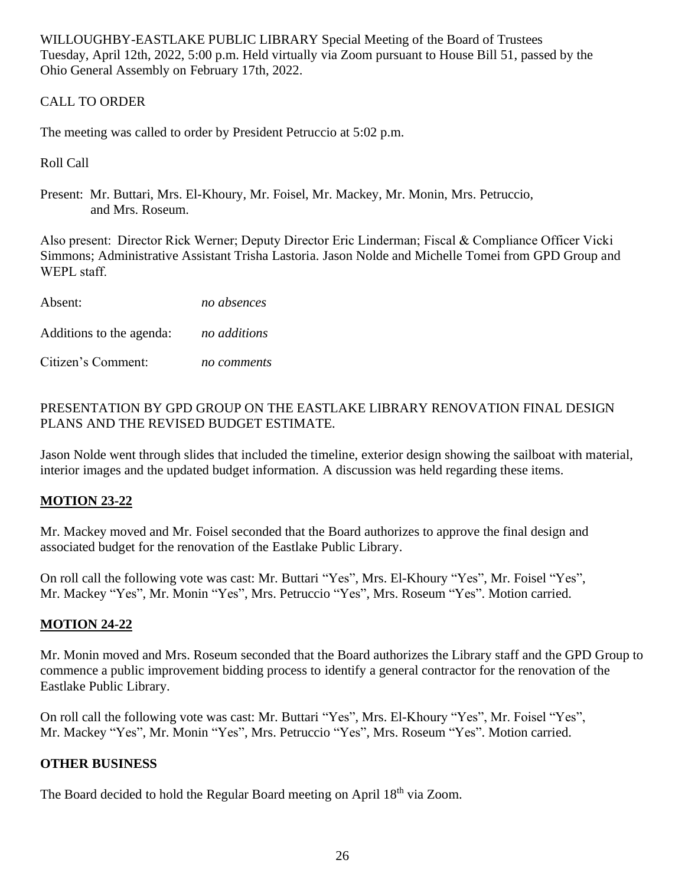WILLOUGHBY-EASTLAKE PUBLIC LIBRARY Special Meeting of the Board of Trustees Tuesday, April 12th, 2022, 5:00 p.m. Held virtually via Zoom pursuant to House Bill 51, passed by the Ohio General Assembly on February 17th, 2022.

CALL TO ORDER

The meeting was called to order by President Petruccio at 5:02 p.m.

Roll Call

Present: Mr. Buttari, Mrs. El-Khoury, Mr. Foisel, Mr. Mackey, Mr. Monin, Mrs. Petruccio, and Mrs. Roseum.

Also present: Director Rick Werner; Deputy Director Eric Linderman; Fiscal & Compliance Officer Vicki Simmons; Administrative Assistant Trisha Lastoria. Jason Nolde and Michelle Tomei from GPD Group and WEPL staff.

Absent: *no absences*

Additions to the agenda: *no additions*

Citizen's Comment: *no comments*

PRESENTATION BY GPD GROUP ON THE EASTLAKE LIBRARY RENOVATION FINAL DESIGN PLANS AND THE REVISED BUDGET ESTIMATE.

Jason Nolde went through slides that included the timeline, exterior design showing the sailboat with material, interior images and the updated budget information. A discussion was held regarding these items.

**MOTION 23-22**

Mr. Mackey moved and Mr. Foisel seconded that the Board authorizes to approve the final design and associated budget for the renovation of the Eastlake Public Library.

On roll call the following vote was cast: Mr. Buttari "Yes", Mrs. El-Khoury "Yes", Mr. Foisel "Yes", Mr. Mackey "Yes", Mr. Monin "Yes", Mrs. Petruccio "Yes", Mrs. Roseum "Yes". Motion carried.

**MOTION 24-22**

Mr. Monin moved and Mrs. Roseum seconded that the Board authorizes the Library staff and the GPD Group to commence a public improvement bidding process to identify a general contractor for the renovation of the Eastlake Public Library.

On roll call the following vote was cast: Mr. Buttari "Yes", Mrs. El-Khoury "Yes", Mr. Foisel "Yes", Mr. Mackey "Yes", Mr. Monin "Yes", Mrs. Petruccio "Yes", Mrs. Roseum "Yes". Motion carried.

**OTHER BUSINESS**

The Board decided to hold the Regular Board meeting on April 18th via Zoom.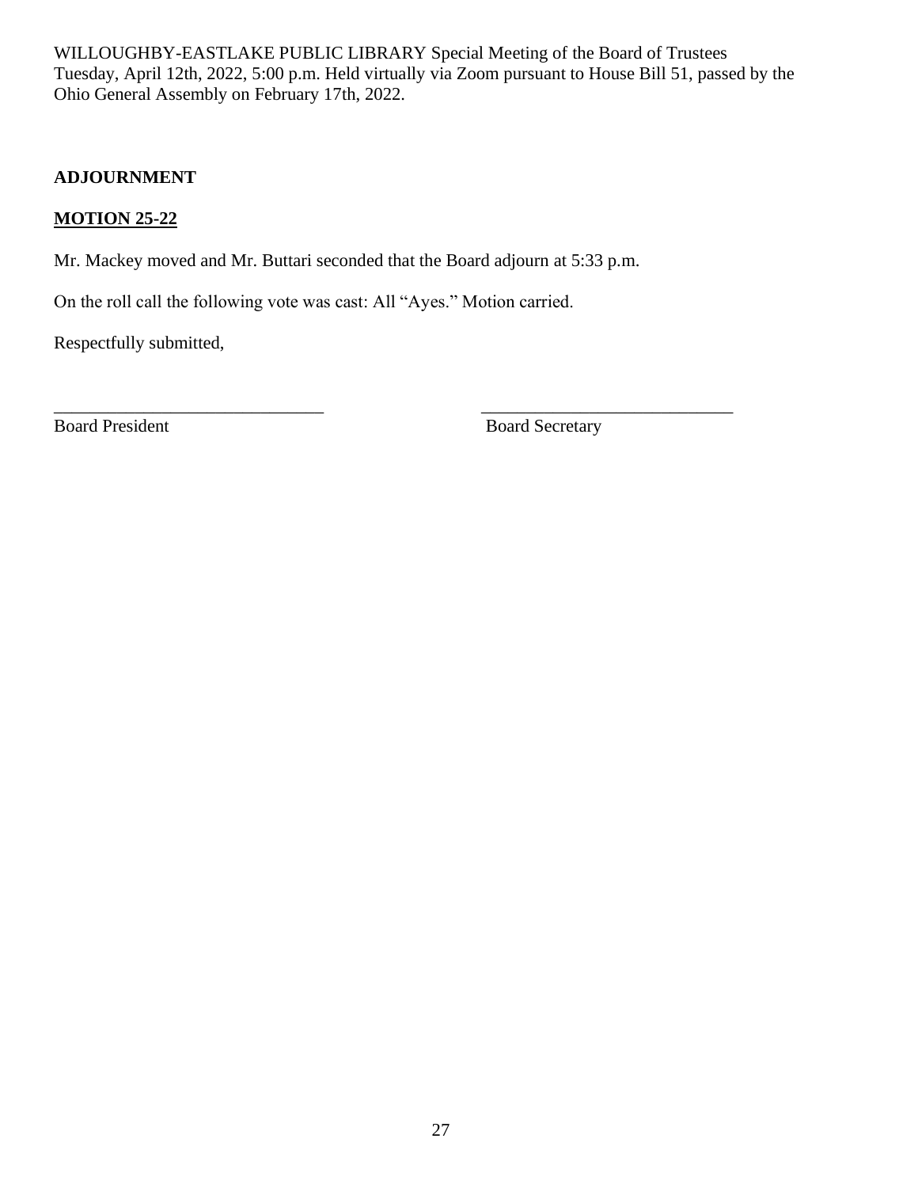WILLOUGHBY-EASTLAKE PUBLIC LIBRARY Special Meeting of the Board of Trustees Tuesday, April 12th, 2022, 5:00 p.m. Held virtually via Zoom pursuant to House Bill 51, passed by the Ohio General Assembly on February 17th, 2022.

**ADJOURNMENT**

**MOTION 25-22**

Mr. Mackey moved and Mr. Buttari seconded that the Board adjourn at 5:33 p.m.

On the roll call the following vote was cast: All "Ayes." Motion carried.

Respectfully submitted,

\_\_\_\_\_\_\_\_\_\_\_\_\_\_\_\_\_\_\_\_\_\_\_\_\_\_\_\_\_\_ \_\_\_\_\_\_\_\_\_\_\_\_\_\_\_\_\_\_\_\_\_\_\_\_\_\_\_\_

Board President Board Secretary